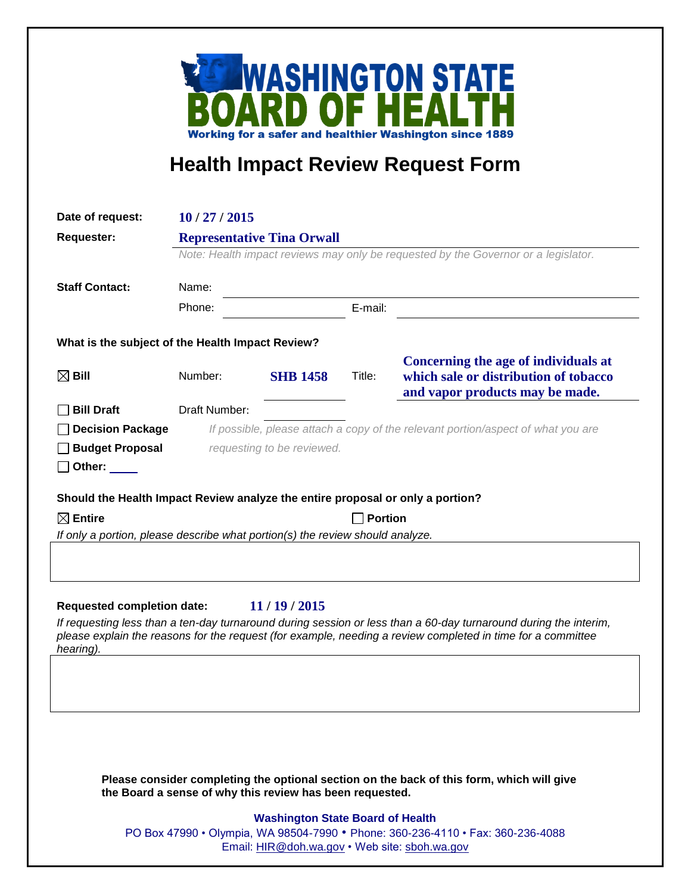# WASHINGTON STATE BOARD OF HEALTH

Working for a safer and healthier Washington since 1889

## Health Impact Review Request Form

**Date of request:** 10 / 27 / 2015

**Requester:** Representative Tina Orwall

*Note: Health impact reviews may only be requested by the Governor or a legislator.*

**Staff Contact:**

Name:

Phone: E-mail:

**What is the subject of the Health Impact Review?**

☒ **Bill** Number: **SHB 1458** Title: **Concerning the age of individuals at which sale or distribution of tobacco and vapor products may be made.**

☐ **Bill Draft** Draft Number:

☐ **Decision Package**

☐ **Budget Proposal**

☐ **Other:**

*If possible, please attach a copy of the relevant portion/aspect of what you are requesting to be reviewed.*

**Should the Health Impact Review analyze the entire proposal or only a portion?**

☒ **Entire** ☐ **Portion**

*If only a portion, please describe what portion(s) the review should analyze.*

**Requested completion date:** 11 / 19 / 2015

*If requesting less than a ten-day turnaround during session or less than a 60-day turnaround during the interim, please explain the reasons for the request (for example, needing a review completed in time for a committee hearing).*

**Please consider completing the optional section on the back of this form, which will give the Board a sense of why this review has been requested.**

**Washington State Board of Health**

PO Box 47990 • Olympia, WA 98504-7990 • Phone: 360-236-4110 • Fax: 360-236-4088
Email: HIR@doh.wa.gov • Web site: sboh.wa.gov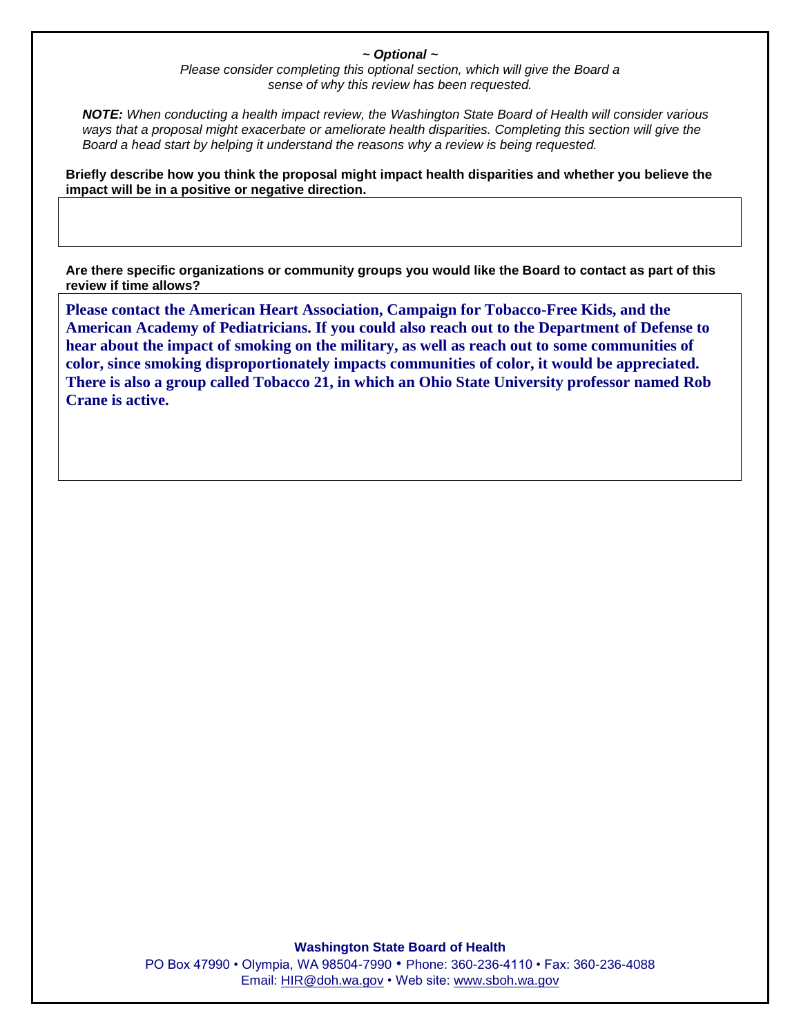***~ Optional ~***

*Please consider completing this optional section, which will give the Board a sense of why this review has been requested.*

***NOTE:*** *When conducting a health impact review, the Washington State Board of Health will consider various ways that a proposal might exacerbate or ameliorate health disparities. Completing this section will give the Board a head start by helping it understand the reasons why a review is being requested.*

**Briefly describe how you think the proposal might impact health disparities and whether you believe the impact will be in a positive or negative direction.**

**Are there specific organizations or community groups you would like the Board to contact as part of this review if time allows?**

**Please contact the American Heart Association, Campaign for Tobacco-Free Kids, and the American Academy of Pediatricians. If you could also reach out to the Department of Defense to hear about the impact of smoking on the military, as well as reach out to some communities of color, since smoking disproportionately impacts communities of color, it would be appreciated. There is also a group called Tobacco 21, in which an Ohio State University professor named Rob Crane is active.**

**Washington State Board of Health**

PO Box 47990 • Olympia, WA 98504-7990 • Phone: 360-236-4110 • Fax: 360-236-4088
Email: HIR@doh.wa.gov • Web site: www.sboh.wa.gov